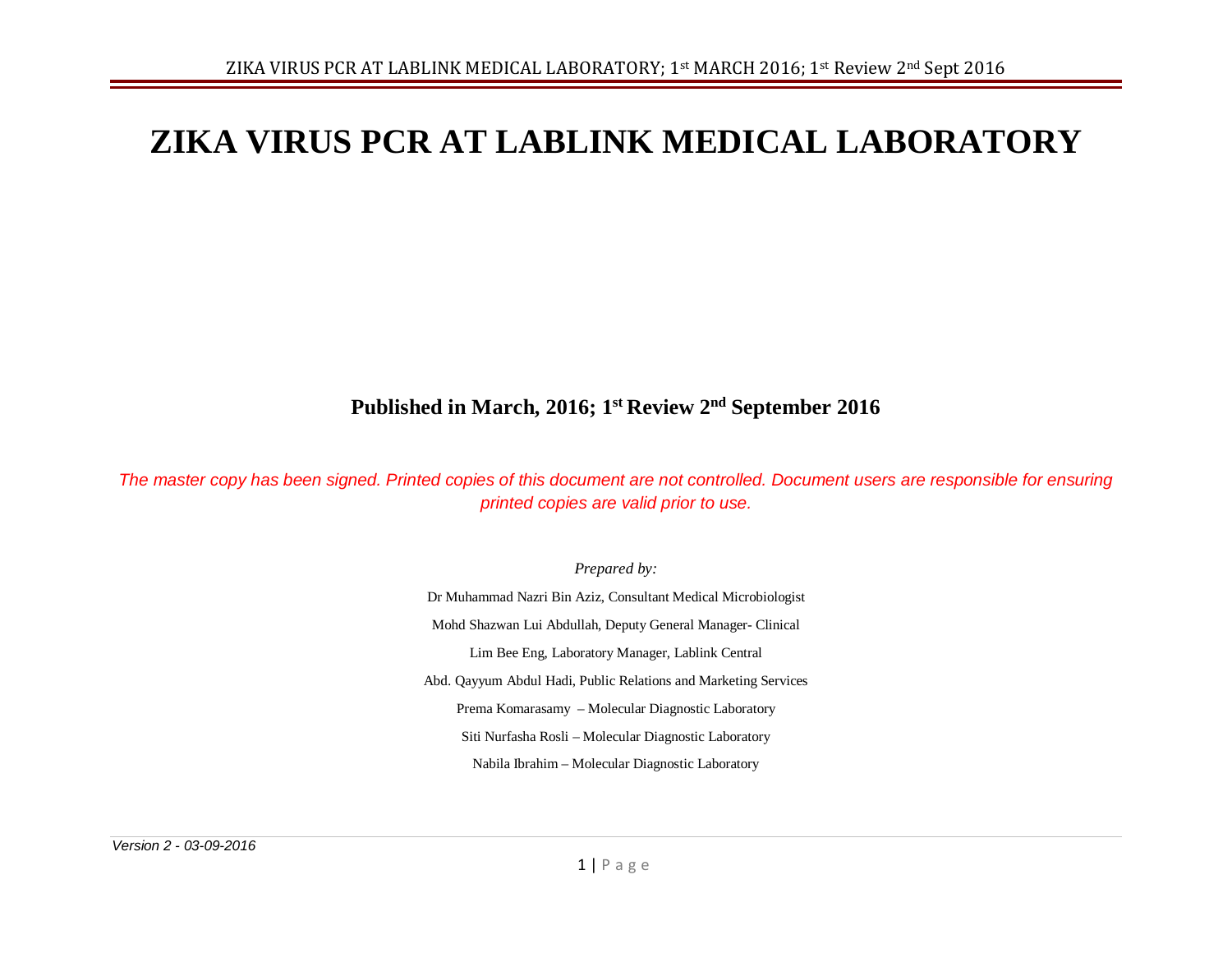# ZIKA VIRUS PCR AT LABLINK MEDICAL LABORATORY

**Published in March, 2016; 1st Review 2nd September 2016**

*The master copy has been signed. Printed copies of this document are not controlled. Document users are responsible for ensuring printed copies are valid prior to use.*

*Prepared by:*

Dr Muhammad Nazri Bin Aziz, Consultant Medical Microbiologist

Mohd Shazwan Lui Abdullah, Deputy General Manager- Clinical

Lim Bee Eng, Laboratory Manager, Lablink Central

Abd. Qayyum Abdul Hadi, Public Relations and Marketing Services

Prema Komarasamy – Molecular Diagnostic Laboratory

Siti Nurfasha Rosli – Molecular Diagnostic Laboratory

Nabila Ibrahim – Molecular Diagnostic Laboratory

*Version 2 - 03-09-2016*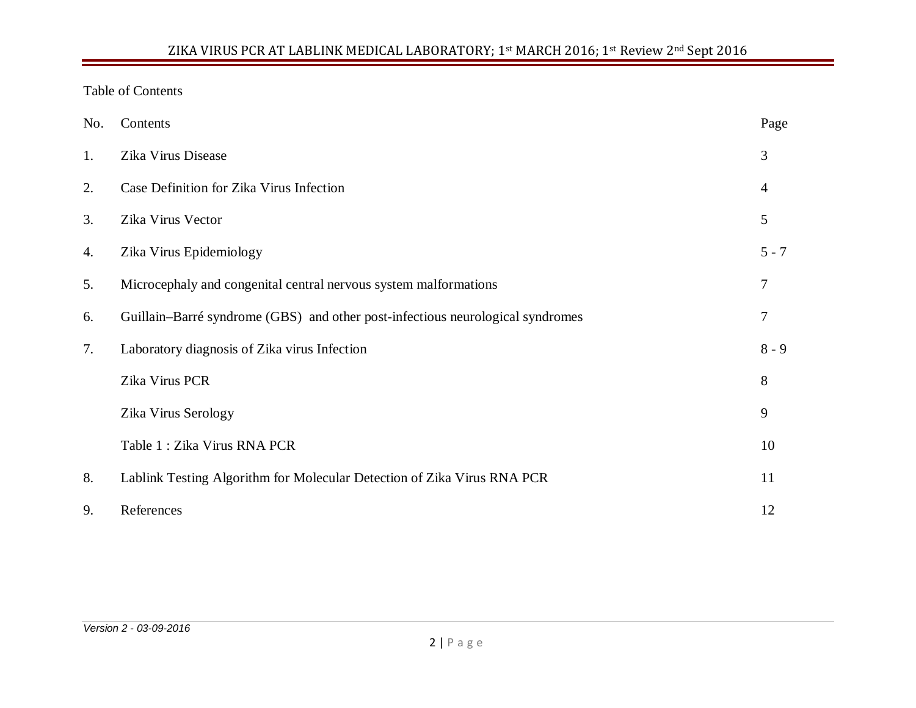Table of Contents

| No. | Contents | Page |
|---|---|---|
| 1. | Zika Virus Disease | 3 |
| 2. | Case Definition for Zika Virus Infection | 4 |
| 3. | Zika Virus Vector | 5 |
| 4. | Zika Virus Epidemiology | 5 - 7 |
| 5. | Microcephaly and congenital central nervous system malformations | 7 |
| 6. | Guillain–Barré syndrome (GBS) and other post-infectious neurological syndromes | 7 |
| 7. | Laboratory diagnosis of Zika virus Infection | 8 - 9 |
| | Zika Virus PCR | 8 |
| | Zika Virus Serology | 9 |
| | Table 1 : Zika Virus RNA PCR | 10 |
| 8. | Lablink Testing Algorithm for Molecular Detection of Zika Virus RNA PCR | 11 |
| 9. | References | 12 |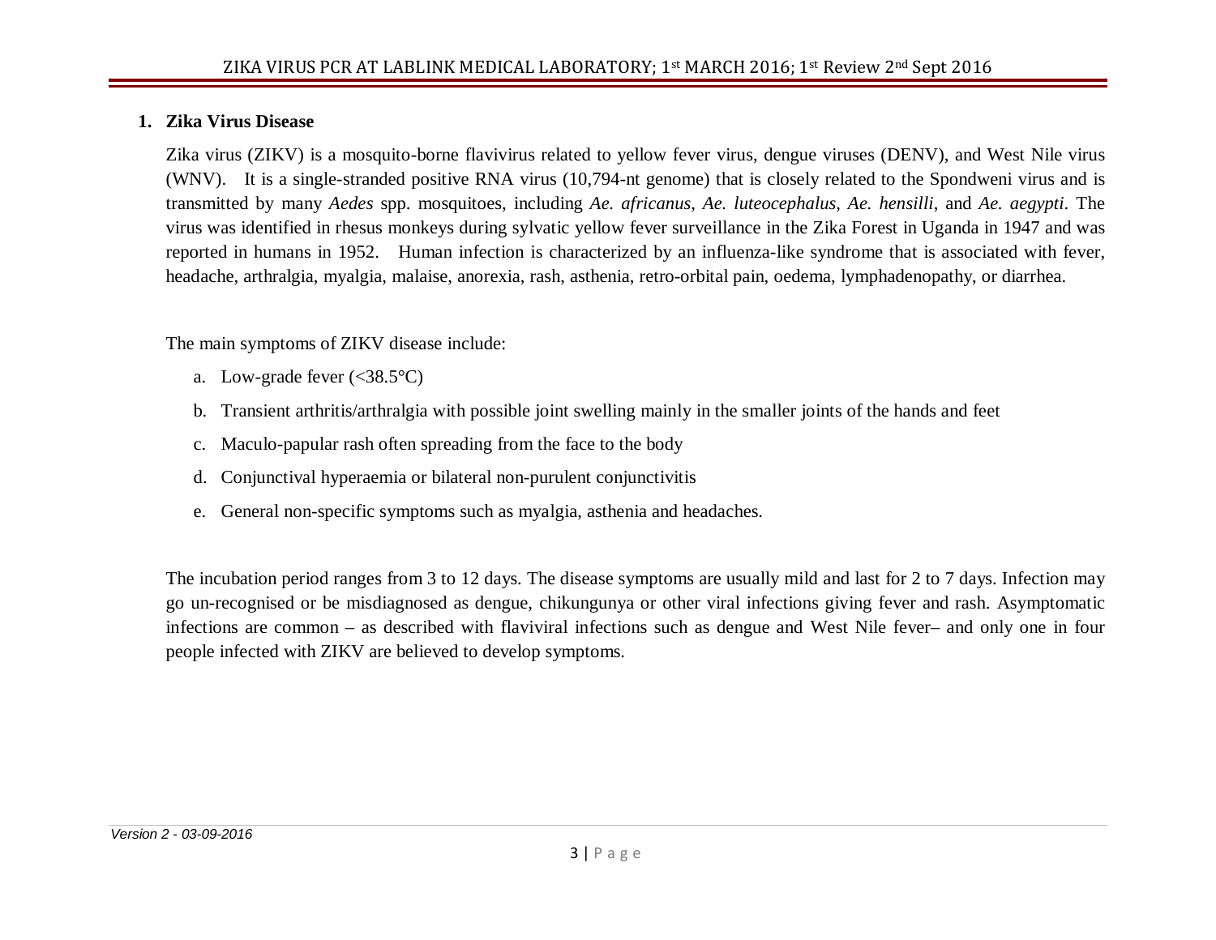## 1. Zika Virus Disease

Zika virus (ZIKV) is a mosquito-borne flavivirus related to yellow fever virus, dengue viruses (DENV), and West Nile virus (WNV). It is a single-stranded positive RNA virus (10,794-nt genome) that is closely related to the Spondweni virus and is transmitted by many *Aedes* spp. mosquitoes, including *Ae. africanus*, *Ae. luteocephalus*, *Ae. hensilli*, and *Ae. aegypti*. The virus was identified in rhesus monkeys during sylvatic yellow fever surveillance in the Zika Forest in Uganda in 1947 and was reported in humans in 1952. Human infection is characterized by an influenza-like syndrome that is associated with fever, headache, arthralgia, myalgia, malaise, anorexia, rash, asthenia, retro-orbital pain, oedema, lymphadenopathy, or diarrhea.

The main symptoms of ZIKV disease include:

a. Low-grade fever (<38.5°C)
b. Transient arthritis/arthralgia with possible joint swelling mainly in the smaller joints of the hands and feet
c. Maculo-papular rash often spreading from the face to the body
d. Conjunctival hyperaemia or bilateral non-purulent conjunctivitis
e. General non-specific symptoms such as myalgia, asthenia and headaches.

The incubation period ranges from 3 to 12 days. The disease symptoms are usually mild and last for 2 to 7 days. Infection may go un-recognised or be misdiagnosed as dengue, chikungunya or other viral infections giving fever and rash. Asymptomatic infections are common – as described with flaviviral infections such as dengue and West Nile fever– and only one in four people infected with ZIKV are believed to develop symptoms.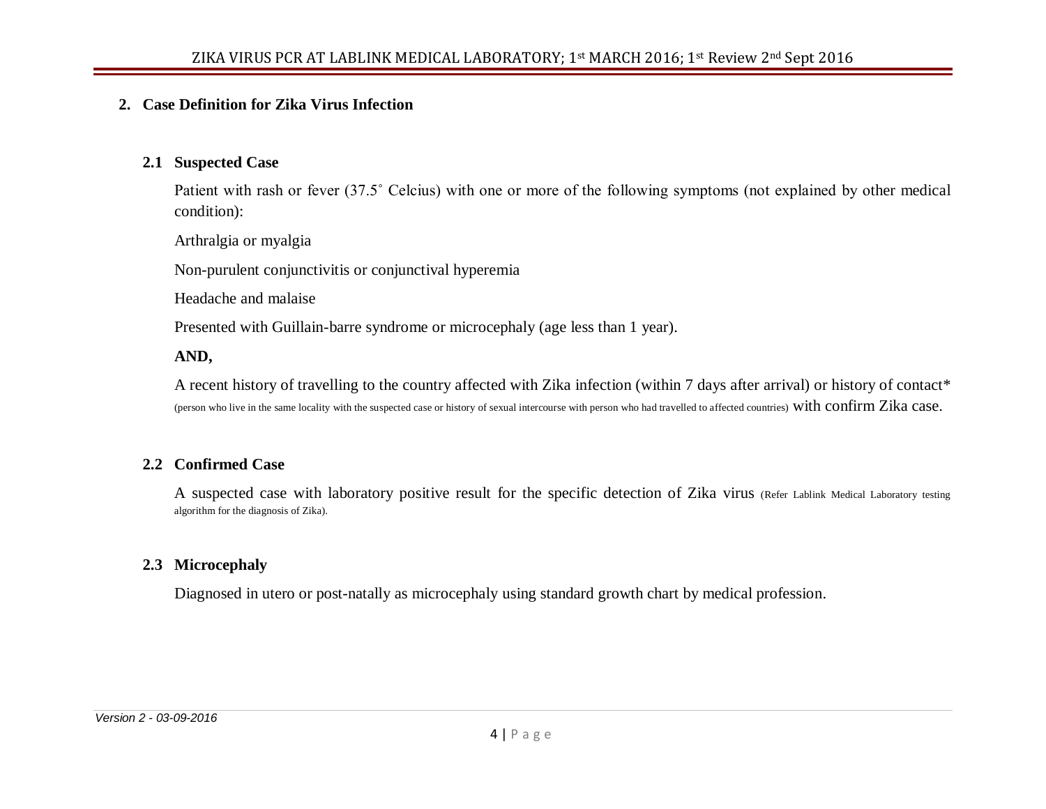## 2. Case Definition for Zika Virus Infection

### 2.1 Suspected Case

Patient with rash or fever (37.5˚ Celcius) with one or more of the following symptoms (not explained by other medical condition):

Arthralgia or myalgia

Non-purulent conjunctivitis or conjunctival hyperemia

Headache and malaise

Presented with Guillain-barre syndrome or microcephaly (age less than 1 year).

**AND,**

A recent history of travelling to the country affected with Zika infection (within 7 days after arrival) or history of contact* (person who live in the same locality with the suspected case or history of sexual intercourse with person who had travelled to affected countries) with confirm Zika case.

### 2.2 Confirmed Case

A suspected case with laboratory positive result for the specific detection of Zika virus (Refer Lablink Medical Laboratory testing algorithm for the diagnosis of Zika).

### 2.3 Microcephaly

Diagnosed in utero or post-natally as microcephaly using standard growth chart by medical profession.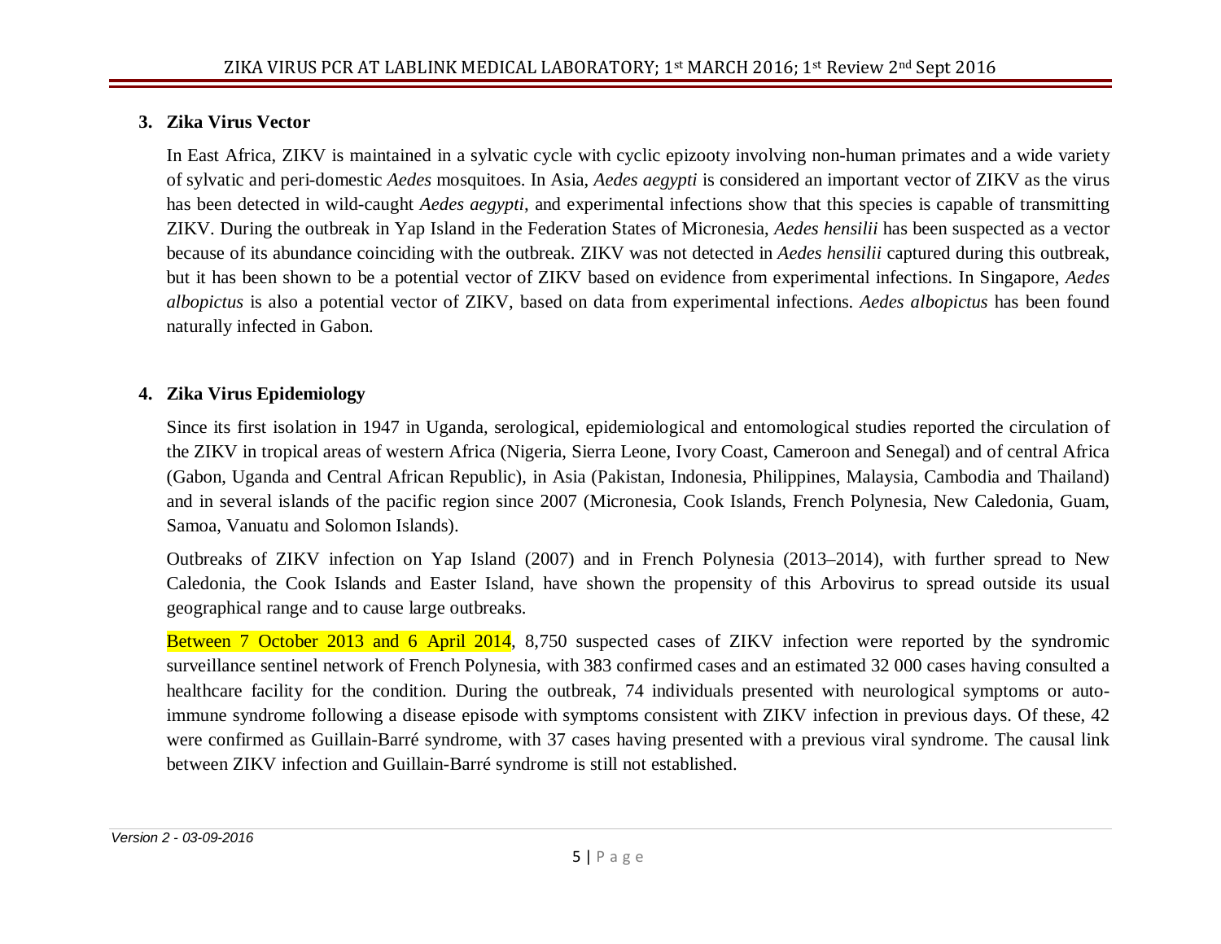## 3. Zika Virus Vector

In East Africa, ZIKV is maintained in a sylvatic cycle with cyclic epizooty involving non-human primates and a wide variety of sylvatic and peri-domestic *Aedes* mosquitoes. In Asia, *Aedes aegypti* is considered an important vector of ZIKV as the virus has been detected in wild-caught *Aedes aegypti*, and experimental infections show that this species is capable of transmitting ZIKV. During the outbreak in Yap Island in the Federation States of Micronesia, *Aedes hensilii* has been suspected as a vector because of its abundance coinciding with the outbreak. ZIKV was not detected in *Aedes hensilii* captured during this outbreak, but it has been shown to be a potential vector of ZIKV based on evidence from experimental infections. In Singapore, *Aedes albopictus* is also a potential vector of ZIKV, based on data from experimental infections. *Aedes albopictus* has been found naturally infected in Gabon.

## 4. Zika Virus Epidemiology

Since its first isolation in 1947 in Uganda, serological, epidemiological and entomological studies reported the circulation of the ZIKV in tropical areas of western Africa (Nigeria, Sierra Leone, Ivory Coast, Cameroon and Senegal) and of central Africa (Gabon, Uganda and Central African Republic), in Asia (Pakistan, Indonesia, Philippines, Malaysia, Cambodia and Thailand) and in several islands of the pacific region since 2007 (Micronesia, Cook Islands, French Polynesia, New Caledonia, Guam, Samoa, Vanuatu and Solomon Islands).

Outbreaks of ZIKV infection on Yap Island (2007) and in French Polynesia (2013–2014), with further spread to New Caledonia, the Cook Islands and Easter Island, have shown the propensity of this Arbovirus to spread outside its usual geographical range and to cause large outbreaks.

Between 7 October 2013 and 6 April 2014, 8,750 suspected cases of ZIKV infection were reported by the syndromic surveillance sentinel network of French Polynesia, with 383 confirmed cases and an estimated 32 000 cases having consulted a healthcare facility for the condition. During the outbreak, 74 individuals presented with neurological symptoms or auto-immune syndrome following a disease episode with symptoms consistent with ZIKV infection in previous days. Of these, 42 were confirmed as Guillain-Barré syndrome, with 37 cases having presented with a previous viral syndrome. The causal link between ZIKV infection and Guillain-Barré syndrome is still not established.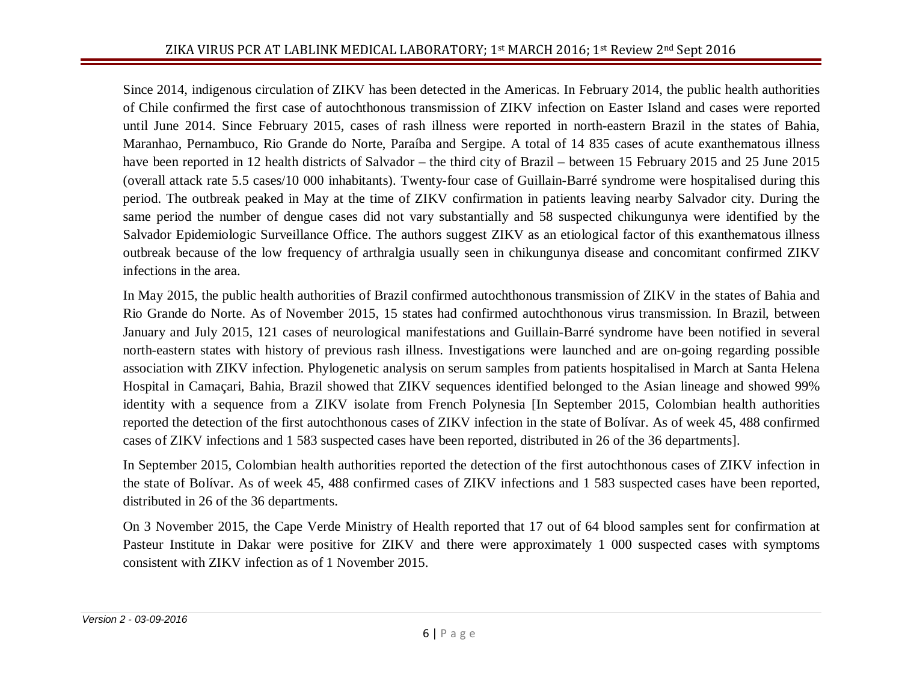Since 2014, indigenous circulation of ZIKV has been detected in the Americas. In February 2014, the public health authorities of Chile confirmed the first case of autochthonous transmission of ZIKV infection on Easter Island and cases were reported until June 2014. Since February 2015, cases of rash illness were reported in north-eastern Brazil in the states of Bahia, Maranhao, Pernambuco, Rio Grande do Norte, Paraíba and Sergipe. A total of 14 835 cases of acute exanthematous illness have been reported in 12 health districts of Salvador – the third city of Brazil – between 15 February 2015 and 25 June 2015 (overall attack rate 5.5 cases/10 000 inhabitants). Twenty-four case of Guillain-Barré syndrome were hospitalised during this period. The outbreak peaked in May at the time of ZIKV confirmation in patients leaving nearby Salvador city. During the same period the number of dengue cases did not vary substantially and 58 suspected chikungunya were identified by the Salvador Epidemiologic Surveillance Office. The authors suggest ZIKV as an etiological factor of this exanthematous illness outbreak because of the low frequency of arthralgia usually seen in chikungunya disease and concomitant confirmed ZIKV infections in the area.

In May 2015, the public health authorities of Brazil confirmed autochthonous transmission of ZIKV in the states of Bahia and Rio Grande do Norte. As of November 2015, 15 states had confirmed autochthonous virus transmission. In Brazil, between January and July 2015, 121 cases of neurological manifestations and Guillain-Barré syndrome have been notified in several north-eastern states with history of previous rash illness. Investigations were launched and are on-going regarding possible association with ZIKV infection. Phylogenetic analysis on serum samples from patients hospitalised in March at Santa Helena Hospital in Camaçari, Bahia, Brazil showed that ZIKV sequences identified belonged to the Asian lineage and showed 99% identity with a sequence from a ZIKV isolate from French Polynesia [In September 2015, Colombian health authorities reported the detection of the first autochthonous cases of ZIKV infection in the state of Bolívar. As of week 45, 488 confirmed cases of ZIKV infections and 1 583 suspected cases have been reported, distributed in 26 of the 36 departments].

In September 2015, Colombian health authorities reported the detection of the first autochthonous cases of ZIKV infection in the state of Bolívar. As of week 45, 488 confirmed cases of ZIKV infections and 1 583 suspected cases have been reported, distributed in 26 of the 36 departments.

On 3 November 2015, the Cape Verde Ministry of Health reported that 17 out of 64 blood samples sent for confirmation at Pasteur Institute in Dakar were positive for ZIKV and there were approximately 1 000 suspected cases with symptoms consistent with ZIKV infection as of 1 November 2015.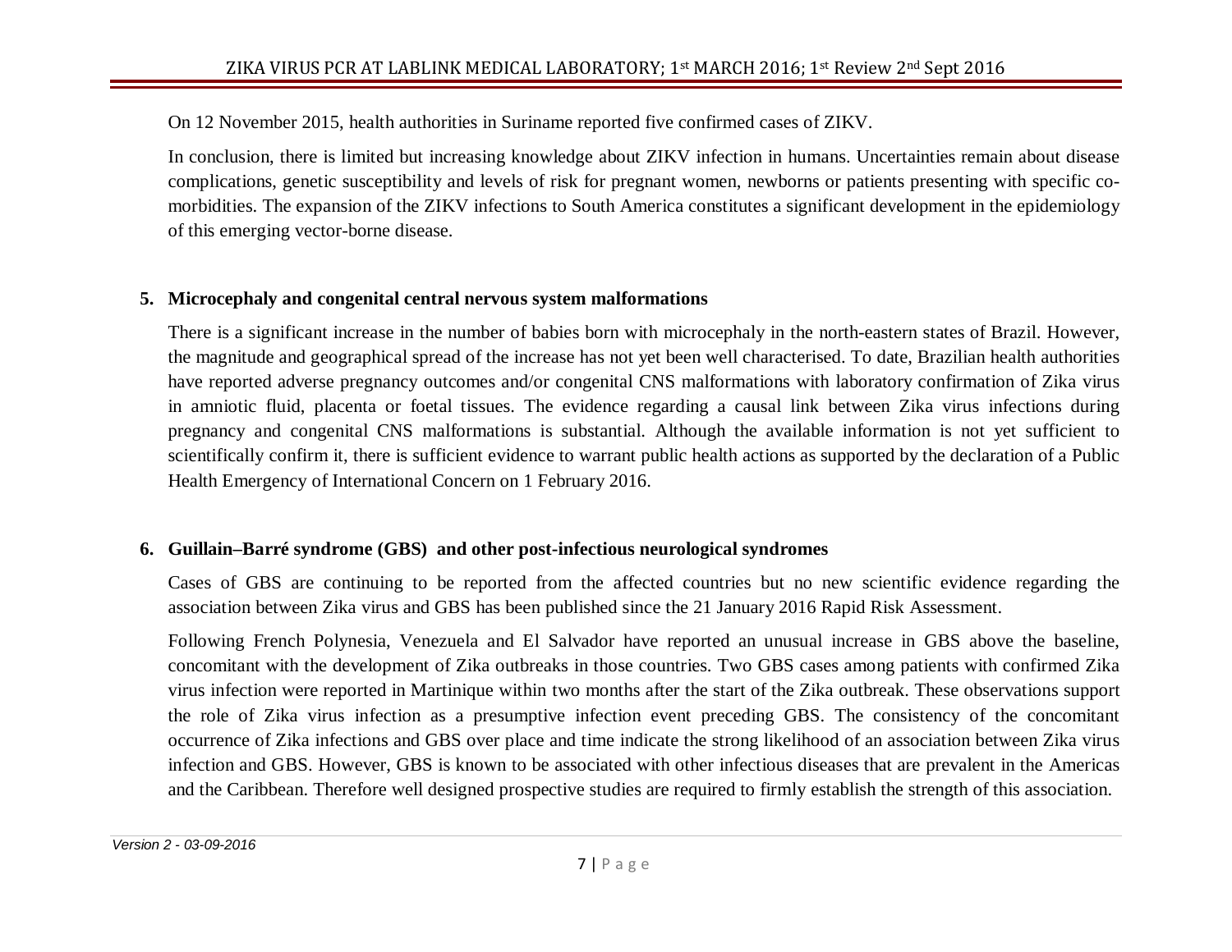On 12 November 2015, health authorities in Suriname reported five confirmed cases of ZIKV.

In conclusion, there is limited but increasing knowledge about ZIKV infection in humans. Uncertainties remain about disease complications, genetic susceptibility and levels of risk for pregnant women, newborns or patients presenting with specific co-morbidities. The expansion of the ZIKV infections to South America constitutes a significant development in the epidemiology of this emerging vector-borne disease.

## 5. Microcephaly and congenital central nervous system malformations

There is a significant increase in the number of babies born with microcephaly in the north-eastern states of Brazil. However, the magnitude and geographical spread of the increase has not yet been well characterised. To date, Brazilian health authorities have reported adverse pregnancy outcomes and/or congenital CNS malformations with laboratory confirmation of Zika virus in amniotic fluid, placenta or foetal tissues. The evidence regarding a causal link between Zika virus infections during pregnancy and congenital CNS malformations is substantial. Although the available information is not yet sufficient to scientifically confirm it, there is sufficient evidence to warrant public health actions as supported by the declaration of a Public Health Emergency of International Concern on 1 February 2016.

## 6. Guillain–Barré syndrome (GBS) and other post-infectious neurological syndromes

Cases of GBS are continuing to be reported from the affected countries but no new scientific evidence regarding the association between Zika virus and GBS has been published since the 21 January 2016 Rapid Risk Assessment.

Following French Polynesia, Venezuela and El Salvador have reported an unusual increase in GBS above the baseline, concomitant with the development of Zika outbreaks in those countries. Two GBS cases among patients with confirmed Zika virus infection were reported in Martinique within two months after the start of the Zika outbreak. These observations support the role of Zika virus infection as a presumptive infection event preceding GBS. The consistency of the concomitant occurrence of Zika infections and GBS over place and time indicate the strong likelihood of an association between Zika virus infection and GBS. However, GBS is known to be associated with other infectious diseases that are prevalent in the Americas and the Caribbean. Therefore well designed prospective studies are required to firmly establish the strength of this association.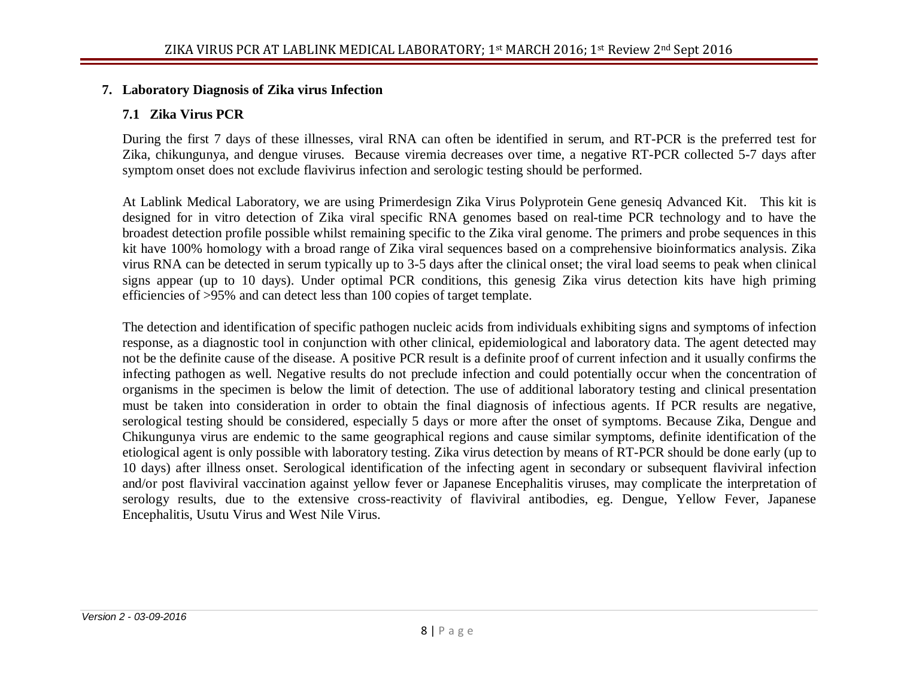## 7. Laboratory Diagnosis of Zika virus Infection

### 7.1 Zika Virus PCR

During the first 7 days of these illnesses, viral RNA can often be identified in serum, and RT-PCR is the preferred test for Zika, chikungunya, and dengue viruses. Because viremia decreases over time, a negative RT-PCR collected 5-7 days after symptom onset does not exclude flavivirus infection and serologic testing should be performed.

At Lablink Medical Laboratory, we are using Primerdesign Zika Virus Polyprotein Gene genesiq Advanced Kit. This kit is designed for in vitro detection of Zika viral specific RNA genomes based on real-time PCR technology and to have the broadest detection profile possible whilst remaining specific to the Zika viral genome. The primers and probe sequences in this kit have 100% homology with a broad range of Zika viral sequences based on a comprehensive bioinformatics analysis. Zika virus RNA can be detected in serum typically up to 3-5 days after the clinical onset; the viral load seems to peak when clinical signs appear (up to 10 days). Under optimal PCR conditions, this genesig Zika virus detection kits have high priming efficiencies of >95% and can detect less than 100 copies of target template.

The detection and identification of specific pathogen nucleic acids from individuals exhibiting signs and symptoms of infection response, as a diagnostic tool in conjunction with other clinical, epidemiological and laboratory data. The agent detected may not be the definite cause of the disease. A positive PCR result is a definite proof of current infection and it usually confirms the infecting pathogen as well. Negative results do not preclude infection and could potentially occur when the concentration of organisms in the specimen is below the limit of detection. The use of additional laboratory testing and clinical presentation must be taken into consideration in order to obtain the final diagnosis of infectious agents. If PCR results are negative, serological testing should be considered, especially 5 days or more after the onset of symptoms. Because Zika, Dengue and Chikungunya virus are endemic to the same geographical regions and cause similar symptoms, definite identification of the etiological agent is only possible with laboratory testing. Zika virus detection by means of RT-PCR should be done early (up to 10 days) after illness onset. Serological identification of the infecting agent in secondary or subsequent flaviviral infection and/or post flaviviral vaccination against yellow fever or Japanese Encephalitis viruses, may complicate the interpretation of serology results, due to the extensive cross-reactivity of flaviviral antibodies, eg. Dengue, Yellow Fever, Japanese Encephalitis, Usutu Virus and West Nile Virus.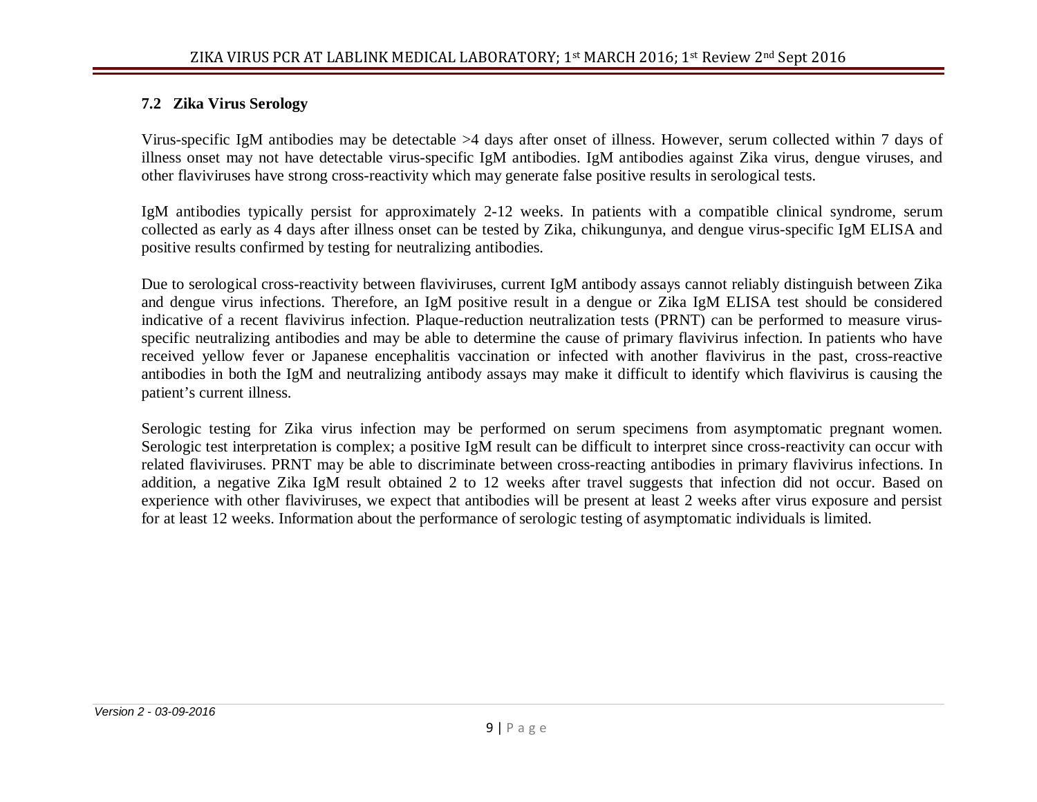### 7.2 Zika Virus Serology

Virus-specific IgM antibodies may be detectable >4 days after onset of illness. However, serum collected within 7 days of illness onset may not have detectable virus-specific IgM antibodies. IgM antibodies against Zika virus, dengue viruses, and other flaviviruses have strong cross-reactivity which may generate false positive results in serological tests.

IgM antibodies typically persist for approximately 2-12 weeks. In patients with a compatible clinical syndrome, serum collected as early as 4 days after illness onset can be tested by Zika, chikungunya, and dengue virus-specific IgM ELISA and positive results confirmed by testing for neutralizing antibodies.

Due to serological cross-reactivity between flaviviruses, current IgM antibody assays cannot reliably distinguish between Zika and dengue virus infections. Therefore, an IgM positive result in a dengue or Zika IgM ELISA test should be considered indicative of a recent flavivirus infection. Plaque-reduction neutralization tests (PRNT) can be performed to measure virus-specific neutralizing antibodies and may be able to determine the cause of primary flavivirus infection. In patients who have received yellow fever or Japanese encephalitis vaccination or infected with another flavivirus in the past, cross-reactive antibodies in both the IgM and neutralizing antibody assays may make it difficult to identify which flavivirus is causing the patient's current illness.

Serologic testing for Zika virus infection may be performed on serum specimens from asymptomatic pregnant women. Serologic test interpretation is complex; a positive IgM result can be difficult to interpret since cross-reactivity can occur with related flaviviruses. PRNT may be able to discriminate between cross-reacting antibodies in primary flavivirus infections. In addition, a negative Zika IgM result obtained 2 to 12 weeks after travel suggests that infection did not occur. Based on experience with other flaviviruses, we expect that antibodies will be present at least 2 weeks after virus exposure and persist for at least 12 weeks. Information about the performance of serologic testing of asymptomatic individuals is limited.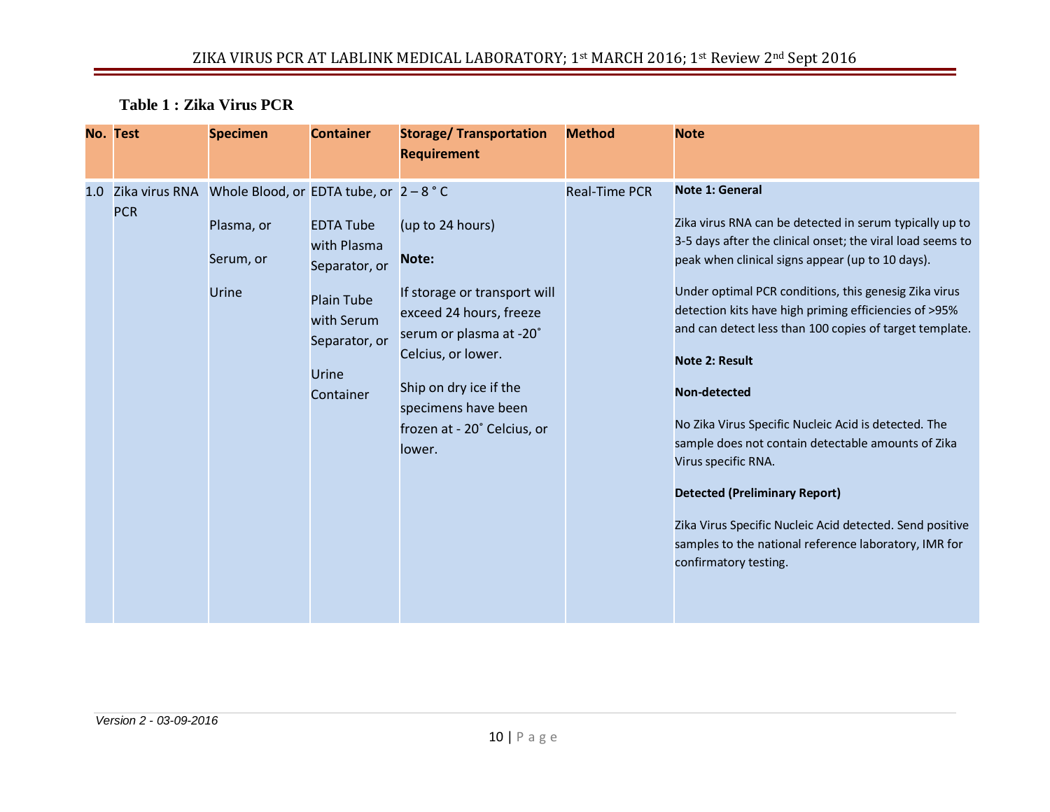**Table 1 : Zika Virus PCR**

| No. | Test | Specimen | Container | Storage/ Transportation Requirement | Method | Note |
|---|---|---|---|---|---|---|
| 1.0 | Zika virus RNA PCR | Whole Blood, or<br><br>Plasma, or<br><br>Serum, or<br><br>Urine | EDTA tube, or<br><br>EDTA Tube with Plasma Separator, or<br><br>Plain Tube with Serum Separator, or<br><br>Urine Container | 2 – 8 ˚ C<br><br>(up to 24 hours)<br><br>**Note:**<br><br>If storage or transport will exceed 24 hours, freeze serum or plasma at -20˚ Celcius, or lower.<br><br>Ship on dry ice if the specimens have been frozen at - 20˚ Celcius, or lower. | Real-Time PCR | **Note 1: General**<br><br>Zika virus RNA can be detected in serum typically up to 3-5 days after the clinical onset; the viral load seems to peak when clinical signs appear (up to 10 days).<br><br>Under optimal PCR conditions, this genesig Zika virus detection kits have high priming efficiencies of >95% and can detect less than 100 copies of target template.<br><br>**Note 2: Result**<br><br>**Non-detected**<br><br>No Zika Virus Specific Nucleic Acid is detected. The sample does not contain detectable amounts of Zika Virus specific RNA.<br><br>**Detected (Preliminary Report)**<br><br>Zika Virus Specific Nucleic Acid detected. Send positive samples to the national reference laboratory, IMR for confirmatory testing. |

*Version 2 - 03-09-2016*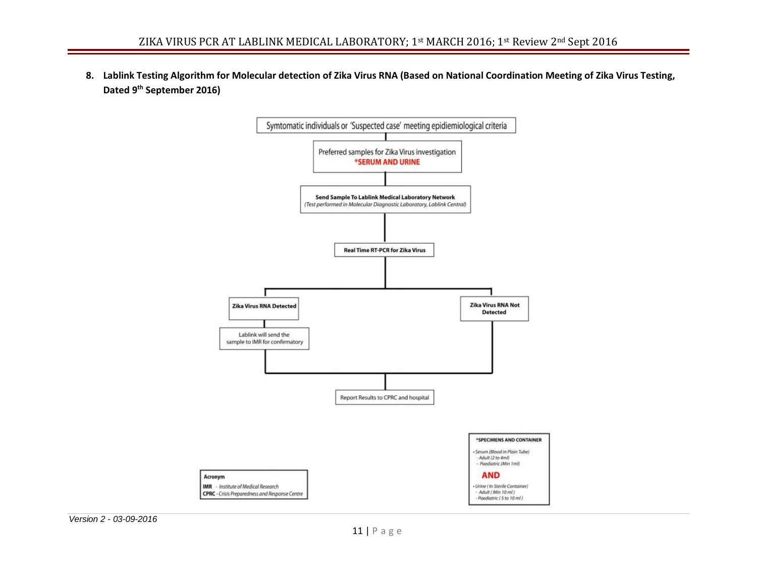## 8. Lablink Testing Algorithm for Molecular detection of Zika Virus RNA (Based on National Coordination Meeting of Zika Virus Testing, Dated 9th September 2016)

Symtomatic individuals or 'Suspected case' meeting epidiemiological criteria

↓

Preferred samples for Zika Virus investigation
***SERUM AND URINE**

↓

**Send Sample To Lablink Medical Laboratory Network**
*(Test performed in Molecular Diagnostic Laboratory, Lablink Central)*

↓

**Real Time RT-PCR for Zika Virus**

↓

- **Zika Virus RNA Detected** → Lablink will send the sample to IMR for confirmatory → Report Results to CPRC and hospital
- **Zika Virus RNA Not Detected** → Report Results to CPRC and hospital

**Acronym**

**IMR** - *Institute of Medical Research*
**CPRC** - *Crisis Preparedness and Response Centre*

***SPECIMENS AND CONTAINER**

- *Serum (Blood in Plain Tube)*
  - *Adult (2 to 4ml)*
  - *Paediatric (Min 1ml)*

**AND**

- *Urine (In Sterile Container)*
  - *Adult (Min 10 ml)*
  - *Paediatric (5 to 10 ml)*

*Version 2 - 03-09-2016*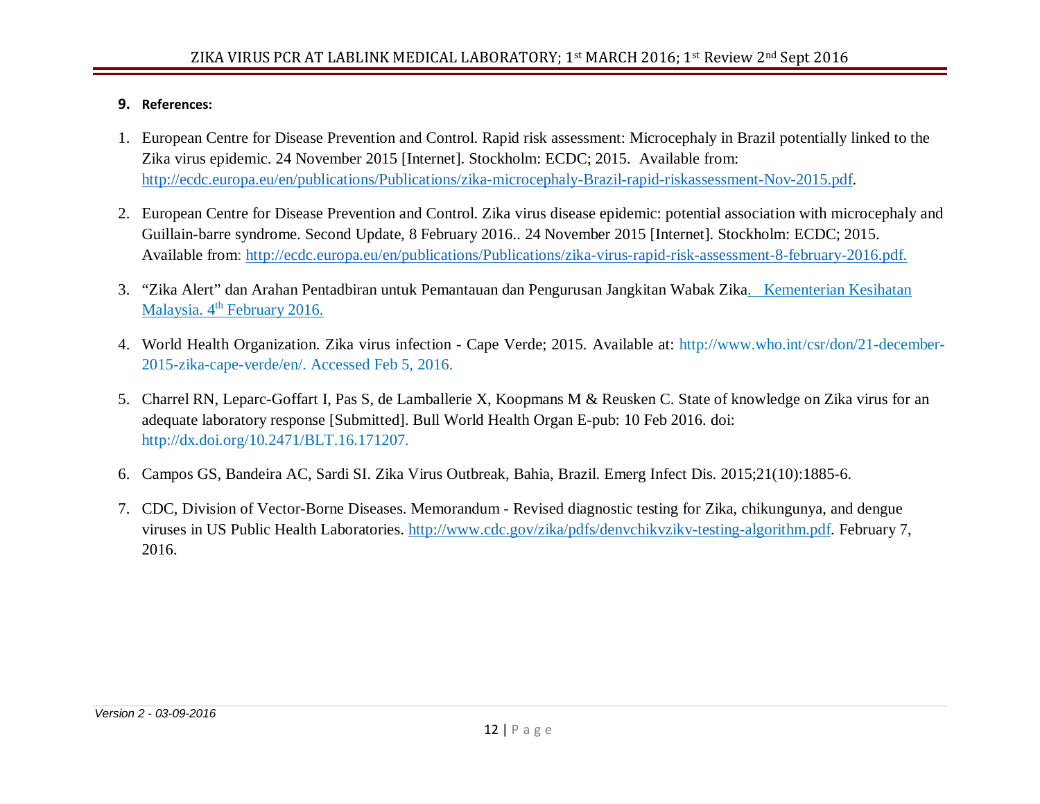## 9. References:

1. European Centre for Disease Prevention and Control. Rapid risk assessment: Microcephaly in Brazil potentially linked to the Zika virus epidemic. 24 November 2015 [Internet]. Stockholm: ECDC; 2015. Available from: http://ecdc.europa.eu/en/publications/Publications/zika-microcephaly-Brazil-rapid-riskassessment-Nov-2015.pdf.

2. European Centre for Disease Prevention and Control. Zika virus disease epidemic: potential association with microcephaly and Guillain-barre syndrome. Second Update, 8 February 2016.. 24 November 2015 [Internet]. Stockholm: ECDC; 2015. Available from: http://ecdc.europa.eu/en/publications/Publications/zika-virus-rapid-risk-assessment-8-february-2016.pdf.

3. "Zika Alert" dan Arahan Pentadbiran untuk Pemantauan dan Pengurusan Jangkitan Wabak Zika. Kementerian Kesihatan Malaysia. 4th February 2016.

4. World Health Organization. Zika virus infection - Cape Verde; 2015. Available at: http://www.who.int/csr/don/21-december-2015-zika-cape-verde/en/. Accessed Feb 5, 2016.

5. Charrel RN, Leparc-Goffart I, Pas S, de Lamballerie X, Koopmans M & Reusken C. State of knowledge on Zika virus for an adequate laboratory response [Submitted]. Bull World Health Organ E-pub: 10 Feb 2016. doi: http://dx.doi.org/10.2471/BLT.16.171207.

6. Campos GS, Bandeira AC, Sardi SI. Zika Virus Outbreak, Bahia, Brazil. Emerg Infect Dis. 2015;21(10):1885-6.

7. CDC, Division of Vector-Borne Diseases. Memorandum - Revised diagnostic testing for Zika, chikungunya, and dengue viruses in US Public Health Laboratories. http://www.cdc.gov/zika/pdfs/denvchikvzikv-testing-algorithm.pdf. February 7, 2016.